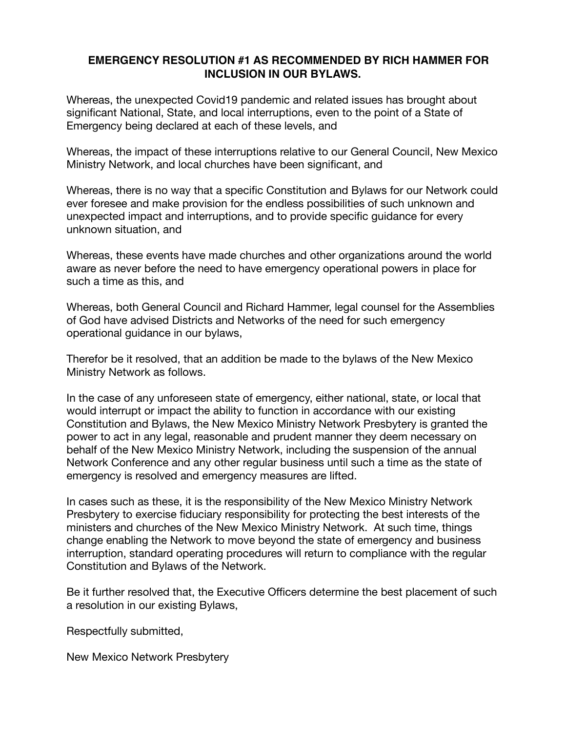**EMERGENCY RESOLUTION #1 AS RECOMMENDED BY RICH HAMMER FOR INCLUSION IN OUR BYLAWS.**

Whereas, the unexpected Covid19 pandemic and related issues has brought about significant National, State, and local interruptions, even to the point of a State of Emergency being declared at each of these levels, and

Whereas, the impact of these interruptions relative to our General Council, New Mexico Ministry Network, and local churches have been significant, and

Whereas, there is no way that a specific Constitution and Bylaws for our Network could ever foresee and make provision for the endless possibilities of such unknown and unexpected impact and interruptions, and to provide specific guidance for every unknown situation, and

Whereas, these events have made churches and other organizations around the world aware as never before the need to have emergency operational powers in place for such a time as this, and

Whereas, both General Council and Richard Hammer, legal counsel for the Assemblies of God have advised Districts and Networks of the need for such emergency operational guidance in our bylaws,

Therefor be it resolved, that an addition be made to the bylaws of the New Mexico Ministry Network as follows.

In the case of any unforeseen state of emergency, either national, state, or local that would interrupt or impact the ability to function in accordance with our existing Constitution and Bylaws, the New Mexico Ministry Network Presbytery is granted the power to act in any legal, reasonable and prudent manner they deem necessary on behalf of the New Mexico Ministry Network, including the suspension of the annual Network Conference and any other regular business until such a time as the state of emergency is resolved and emergency measures are lifted.

In cases such as these, it is the responsibility of the New Mexico Ministry Network Presbytery to exercise fiduciary responsibility for protecting the best interests of the ministers and churches of the New Mexico Ministry Network. At such time, things change enabling the Network to move beyond the state of emergency and business interruption, standard operating procedures will return to compliance with the regular Constitution and Bylaws of the Network.

Be it further resolved that, the Executive Officers determine the best placement of such a resolution in our existing Bylaws,

Respectfully submitted,

New Mexico Network Presbytery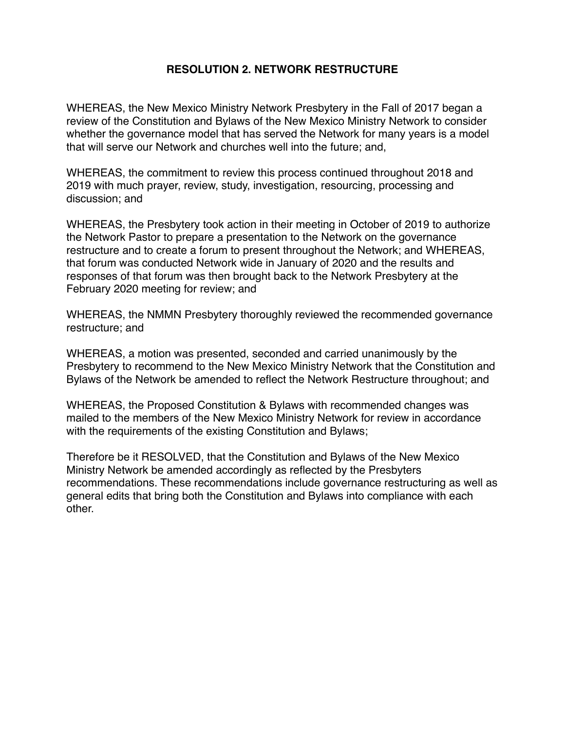**RESOLUTION 2. NETWORK RESTRUCTURE**

WHEREAS, the New Mexico Ministry Network Presbytery in the Fall of 2017 began a review of the Constitution and Bylaws of the New Mexico Ministry Network to consider whether the governance model that has served the Network for many years is a model that will serve our Network and churches well into the future; and,

WHEREAS, the commitment to review this process continued throughout 2018 and 2019 with much prayer, review, study, investigation, resourcing, processing and discussion; and

WHEREAS, the Presbytery took action in their meeting in October of 2019 to authorize the Network Pastor to prepare a presentation to the Network on the governance restructure and to create a forum to present throughout the Network; and WHEREAS, that forum was conducted Network wide in January of 2020 and the results and responses of that forum was then brought back to the Network Presbytery at the February 2020 meeting for review; and

WHEREAS, the NMMN Presbytery thoroughly reviewed the recommended governance restructure; and

WHEREAS, a motion was presented, seconded and carried unanimously by the Presbytery to recommend to the New Mexico Ministry Network that the Constitution and Bylaws of the Network be amended to reflect the Network Restructure throughout; and

WHEREAS, the Proposed Constitution & Bylaws with recommended changes was mailed to the members of the New Mexico Ministry Network for review in accordance with the requirements of the existing Constitution and Bylaws;

Therefore be it RESOLVED, that the Constitution and Bylaws of the New Mexico Ministry Network be amended accordingly as reflected by the Presbyters recommendations. These recommendations include governance restructuring as well as general edits that bring both the Constitution and Bylaws into compliance with each other.